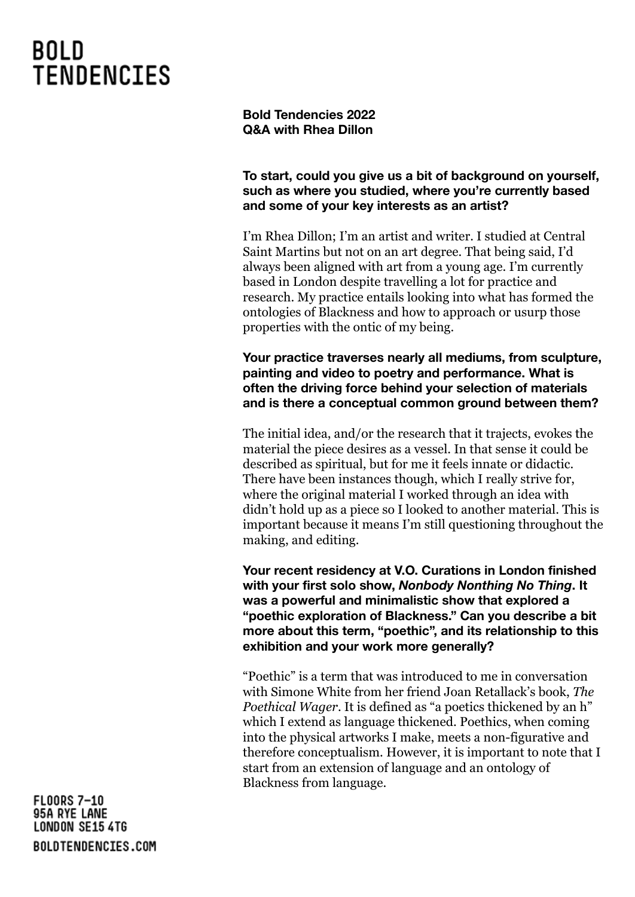# BOLD TENDENCIES

**Bold Tendencies 2022**
**Q&A with Rhea Dillon**

**To start, could you give us a bit of background on yourself, such as where you studied, where you're currently based and some of your key interests as an artist?**

I'm Rhea Dillon; I'm an artist and writer. I studied at Central Saint Martins but not on an art degree. That being said, I'd always been aligned with art from a young age. I'm currently based in London despite travelling a lot for practice and research. My practice entails looking into what has formed the ontologies of Blackness and how to approach or usurp those properties with the ontic of my being.

**Your practice traverses nearly all mediums, from sculpture, painting and video to poetry and performance. What is often the driving force behind your selection of materials and is there a conceptual common ground between them?**

The initial idea, and/or the research that it trajects, evokes the material the piece desires as a vessel. In that sense it could be described as spiritual, but for me it feels innate or didactic. There have been instances though, which I really strive for, where the original material I worked through an idea with didn't hold up as a piece so I looked to another material. This is important because it means I'm still questioning throughout the making, and editing.

**Your recent residency at V.O. Curations in London finished with your first solo show, *Nonbody Nonthing No Thing*. It was a powerful and minimalistic show that explored a "poethic exploration of Blackness." Can you describe a bit more about this term, "poethic", and its relationship to this exhibition and your work more generally?**

"Poethic" is a term that was introduced to me in conversation with Simone White from her friend Joan Retallack's book, *The Poethical Wager*. It is defined as "a poetics thickened by an h" which I extend as language thickened. Poethics, when coming into the physical artworks I make, meets a non-figurative and therefore conceptualism. However, it is important to note that I start from an extension of language and an ontology of Blackness from language.

FLOORS 7–10
95A RYE LANE
LONDON SE15 4TG
BOLDTENDENCIES.COM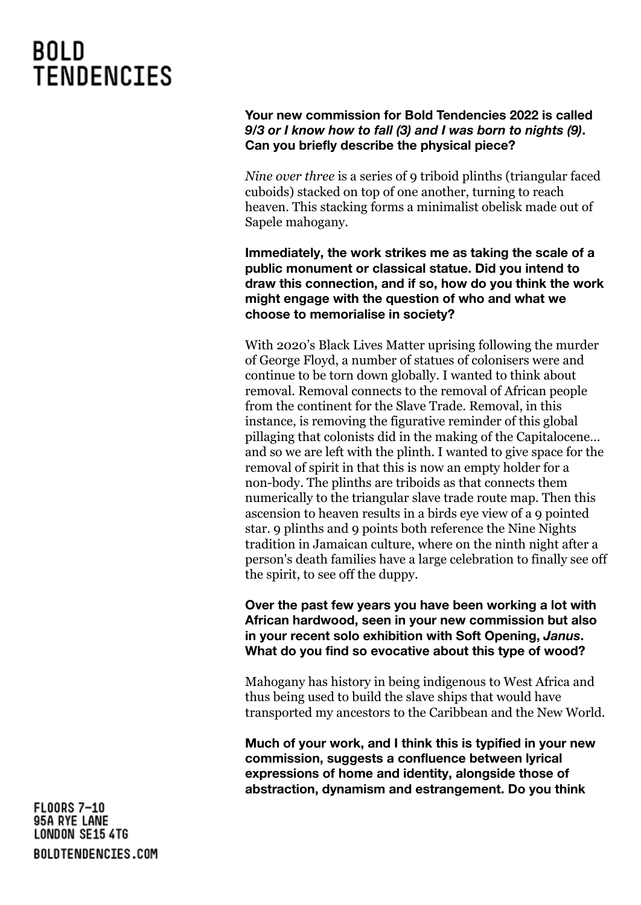**Your new commission for Bold Tendencies 2022 is called *9/3 or I know how to fall (3) and I was born to nights (9)*. Can you briefly describe the physical piece?**

*Nine over three* is a series of 9 triboid plinths (triangular faced cuboids) stacked on top of one another, turning to reach heaven. This stacking forms a minimalist obelisk made out of Sapele mahogany.

**Immediately, the work strikes me as taking the scale of a public monument or classical statue. Did you intend to draw this connection, and if so, how do you think the work might engage with the question of who and what we choose to memorialise in society?**

With 2020's Black Lives Matter uprising following the murder of George Floyd, a number of statues of colonisers were and continue to be torn down globally. I wanted to think about removal. Removal connects to the removal of African people from the continent for the Slave Trade. Removal, in this instance, is removing the figurative reminder of this global pillaging that colonists did in the making of the Capitalocene... and so we are left with the plinth. I wanted to give space for the removal of spirit in that this is now an empty holder for a non-body. The plinths are triboids as that connects them numerically to the triangular slave trade route map. Then this ascension to heaven results in a birds eye view of a 9 pointed star. 9 plinths and 9 points both reference the Nine Nights tradition in Jamaican culture, where on the ninth night after a person's death families have a large celebration to finally see off the spirit, to see off the duppy.

**Over the past few years you have been working a lot with African hardwood, seen in your new commission but also in your recent solo exhibition with Soft Opening, *Janus*. What do you find so evocative about this type of wood?**

Mahogany has history in being indigenous to West Africa and thus being used to build the slave ships that would have transported my ancestors to the Caribbean and the New World.

**Much of your work, and I think this is typified in your new commission, suggests a confluence between lyrical expressions of home and identity, alongside those of abstraction, dynamism and estrangement. Do you think**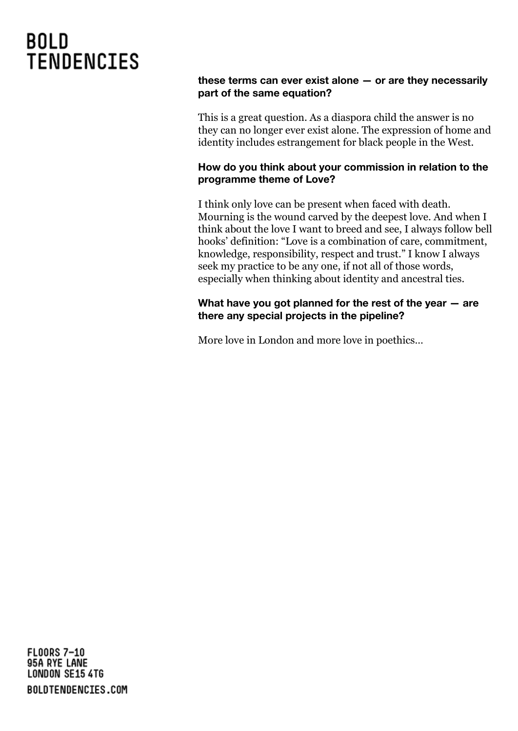**these terms can ever exist alone — or are they necessarily part of the same equation?**

This is a great question. As a diaspora child the answer is no they can no longer ever exist alone. The expression of home and identity includes estrangement for black people in the West.

**How do you think about your commission in relation to the programme theme of Love?**

I think only love can be present when faced with death. Mourning is the wound carved by the deepest love. And when I think about the love I want to breed and see, I always follow bell hooks' definition: "Love is a combination of care, commitment, knowledge, responsibility, respect and trust." I know I always seek my practice to be any one, if not all of those words, especially when thinking about identity and ancestral ties.

**What have you got planned for the rest of the year — are there any special projects in the pipeline?**

More love in London and more love in poethics...